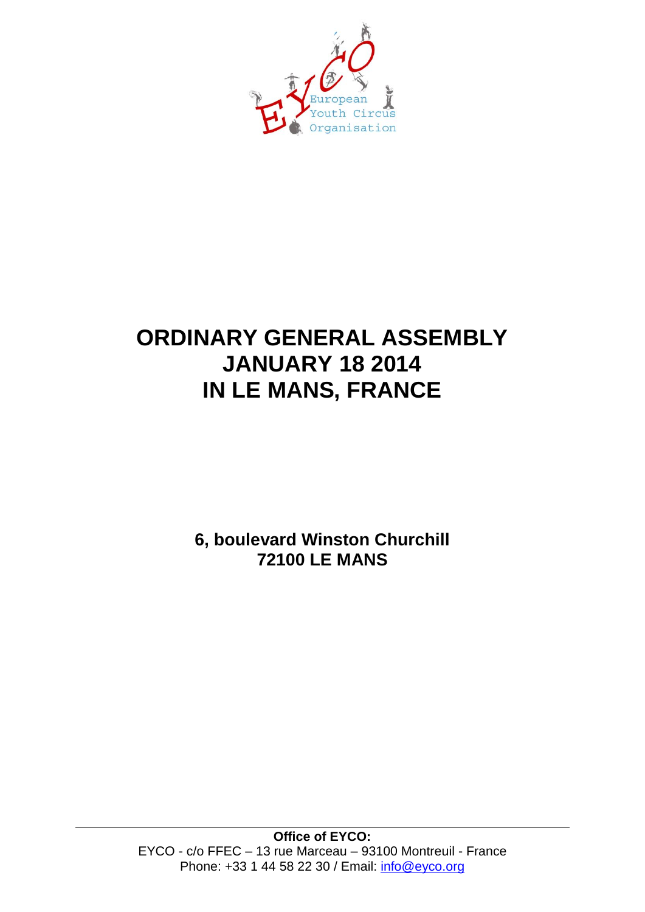EYCO European Youth Circus Organisation

# ORDINARY GENERAL ASSEMBLY JANUARY 18 2014 IN LE MANS, FRANCE

**6, boulevard Winston Churchill**
**72100 LE MANS**

**Office of EYCO:**
EYCO - c/o FFEC – 13 rue Marceau – 93100 Montreuil - France
Phone: +33 1 44 58 22 30 / Email: info@eyco.org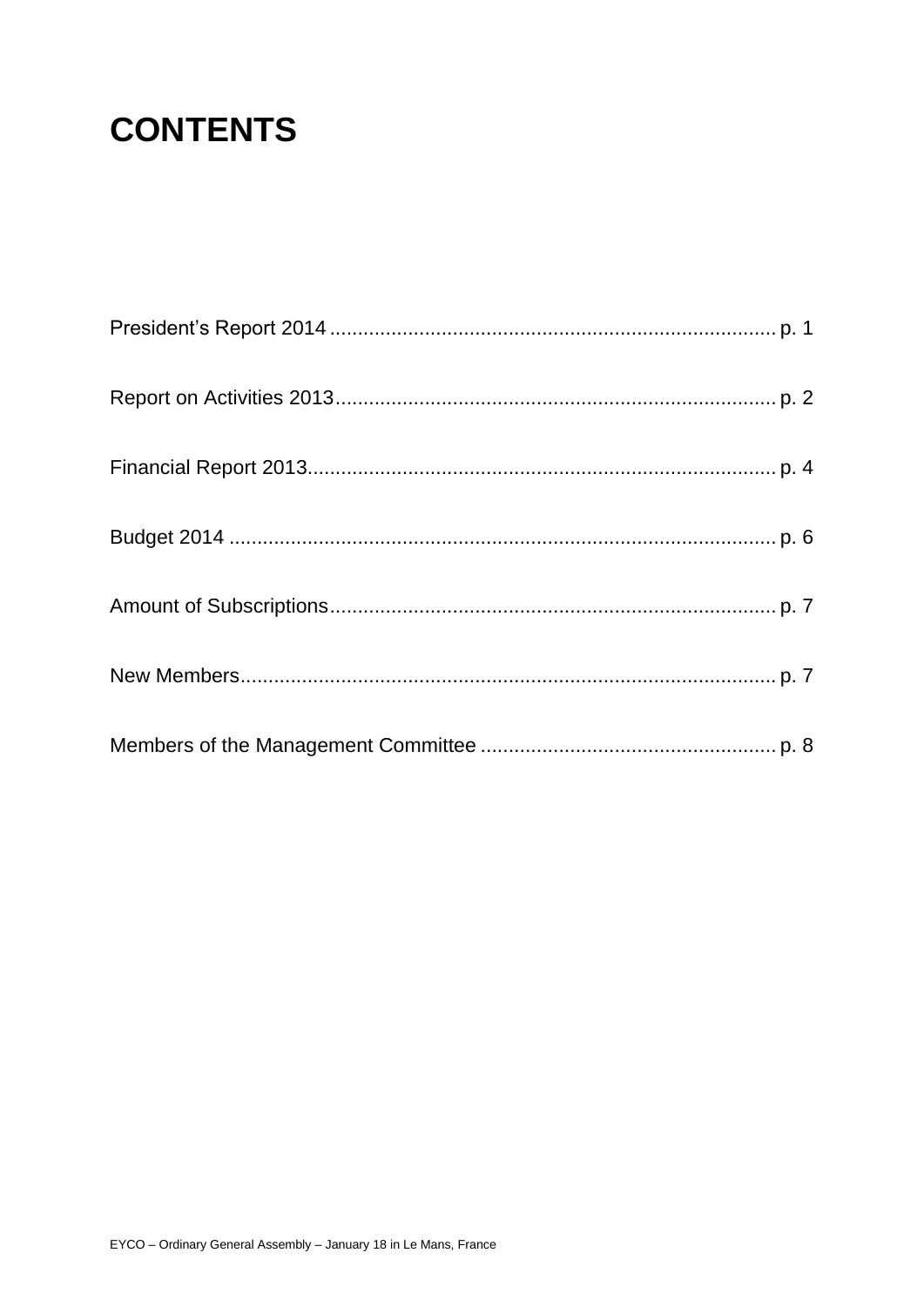# CONTENTS

President's Report 2014 ................................................................................ p. 1

Report on Activities 2013................................................................................ p. 2

Financial Report 2013..................................................................................... p. 4

Budget 2014 .................................................................................................. p. 6

Amount of Subscriptions................................................................................. p. 7

New Members................................................................................................. p. 7

Members of the Management Committee ..................................................... p. 8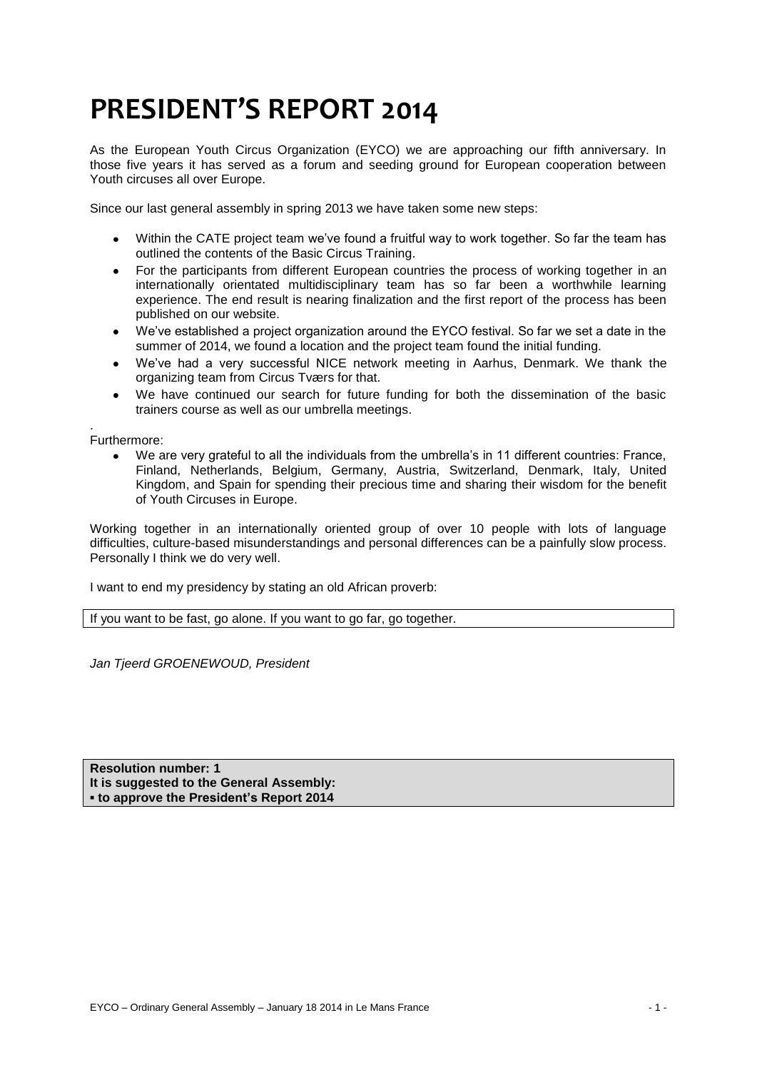# PRESIDENT'S REPORT 2014

As the European Youth Circus Organization (EYCO) we are approaching our fifth anniversary. In those five years it has served as a forum and seeding ground for European cooperation between Youth circuses all over Europe.

Since our last general assembly in spring 2013 we have taken some new steps:

- Within the CATE project team we've found a fruitful way to work together. So far the team has outlined the contents of the Basic Circus Training.
- For the participants from different European countries the process of working together in an internationally orientated multidisciplinary team has so far been a worthwhile learning experience. The end result is nearing finalization and the first report of the process has been published on our website.
- We've established a project organization around the EYCO festival. So far we set a date in the summer of 2014, we found a location and the project team found the initial funding.
- We've had a very successful NICE network meeting in Aarhus, Denmark. We thank the organizing team from Circus Tværs for that.
- We have continued our search for future funding for both the dissemination of the basic trainers course as well as our umbrella meetings.

.
Furthermore:

- We are very grateful to all the individuals from the umbrella's in 11 different countries: France, Finland, Netherlands, Belgium, Germany, Austria, Switzerland, Denmark, Italy, United Kingdom, and Spain for spending their precious time and sharing their wisdom for the benefit of Youth Circuses in Europe.

Working together in an internationally oriented group of over 10 people with lots of language difficulties, culture-based misunderstandings and personal differences can be a painfully slow process. Personally I think we do very well.

I want to end my presidency by stating an old African proverb:

If you want to be fast, go alone. If you want to go far, go together.

*Jan Tjeerd GROENEWOUD, President*

**Resolution number: 1**
**It is suggested to the General Assembly:**
**▪ to approve the President's Report 2014**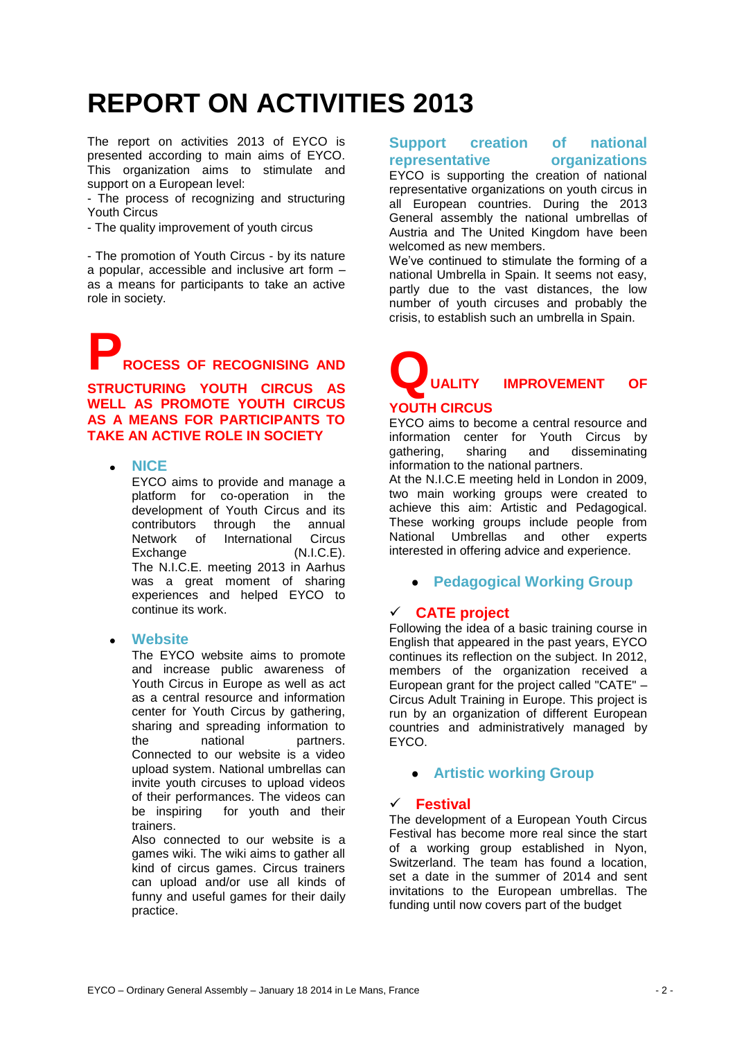# REPORT ON ACTIVITIES 2013

The report on activities 2013 of EYCO is presented according to main aims of EYCO. This organization aims to stimulate and support on a European level:

- The process of recognizing and structuring Youth Circus
- The quality improvement of youth circus

- The promotion of Youth Circus - by its nature a popular, accessible and inclusive art form – as a means for participants to take an active role in society.

## PROCESS OF RECOGNISING AND STRUCTURING YOUTH CIRCUS AS WELL AS PROMOTE YOUTH CIRCUS AS A MEANS FOR PARTICIPANTS TO TAKE AN ACTIVE ROLE IN SOCIETY

- ### NICE

  EYCO aims to provide and manage a platform for co-operation in the development of Youth Circus and its contributors through the annual Network of International Circus Exchange (N.I.C.E). The N.I.C.E. meeting 2013 in Aarhus was a great moment of sharing experiences and helped EYCO to continue its work.

- ### Website

  The EYCO website aims to promote and increase public awareness of Youth Circus in Europe as well as act as a central resource and information center for Youth Circus by gathering, sharing and spreading information to the national partners. Connected to our website is a video upload system. National umbrellas can invite youth circuses to upload videos of their performances. The videos can be inspiring for youth and their trainers.

  Also connected to our website is a games wiki. The wiki aims to gather all kind of circus games. Circus trainers can upload and/or use all kinds of funny and useful games for their daily practice.

### Support creation of national representative organizations

EYCO is supporting the creation of national representative organizations on youth circus in all European countries. During the 2013 General assembly the national umbrellas of Austria and The United Kingdom have been welcomed as new members.

We've continued to stimulate the forming of a national Umbrella in Spain. It seems not easy, partly due to the vast distances, the low number of youth circuses and probably the crisis, to establish such an umbrella in Spain.

## QUALITY IMPROVEMENT OF YOUTH CIRCUS

EYCO aims to become a central resource and information center for Youth Circus by gathering, sharing and disseminating information to the national partners.

At the N.I.C.E meeting held in London in 2009, two main working groups were created to achieve this aim: Artistic and Pedagogical. These working groups include people from National Umbrellas and other experts interested in offering advice and experience.

- ### Pedagogical Working Group

✓ **CATE project**

Following the idea of a basic training course in English that appeared in the past years, EYCO continues its reflection on the subject. In 2012, members of the organization received a European grant for the project called "CATE" – Circus Adult Training in Europe. This project is run by an organization of different European countries and administratively managed by EYCO.

- ### Artistic working Group

✓ **Festival**

The development of a European Youth Circus Festival has become more real since the start of a working group established in Nyon, Switzerland. The team has found a location, set a date in the summer of 2014 and sent invitations to the European umbrellas. The funding until now covers part of the budget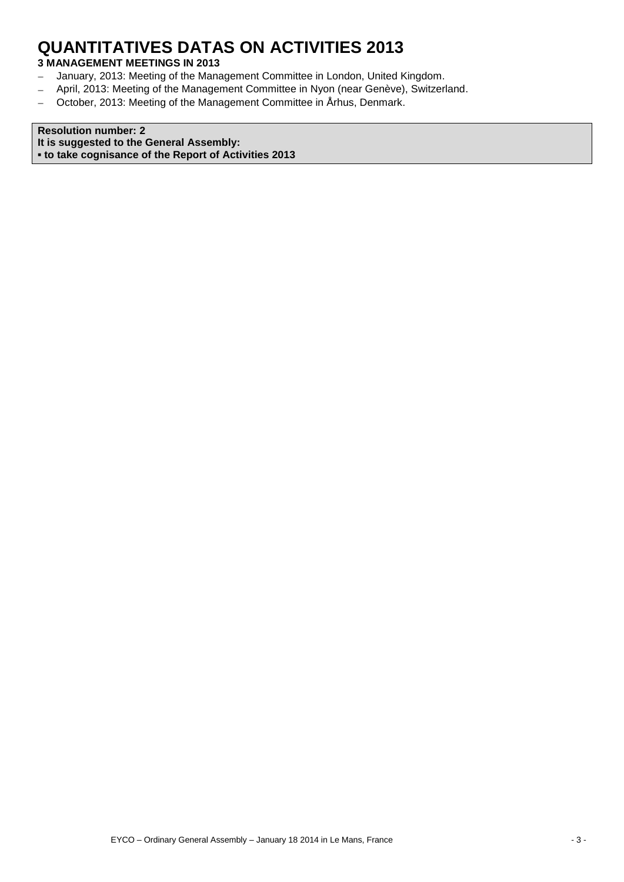# QUANTITATIVES DATAS ON ACTIVITIES 2013

**3 MANAGEMENT MEETINGS IN 2013**

- January, 2013: Meeting of the Management Committee in London, United Kingdom.
- April, 2013: Meeting of the Management Committee in Nyon (near Genève), Switzerland.
- October, 2013: Meeting of the Management Committee in Århus, Denmark.

**Resolution number: 2**
**It is suggested to the General Assembly:**
**▪ to take cognisance of the Report of Activities 2013**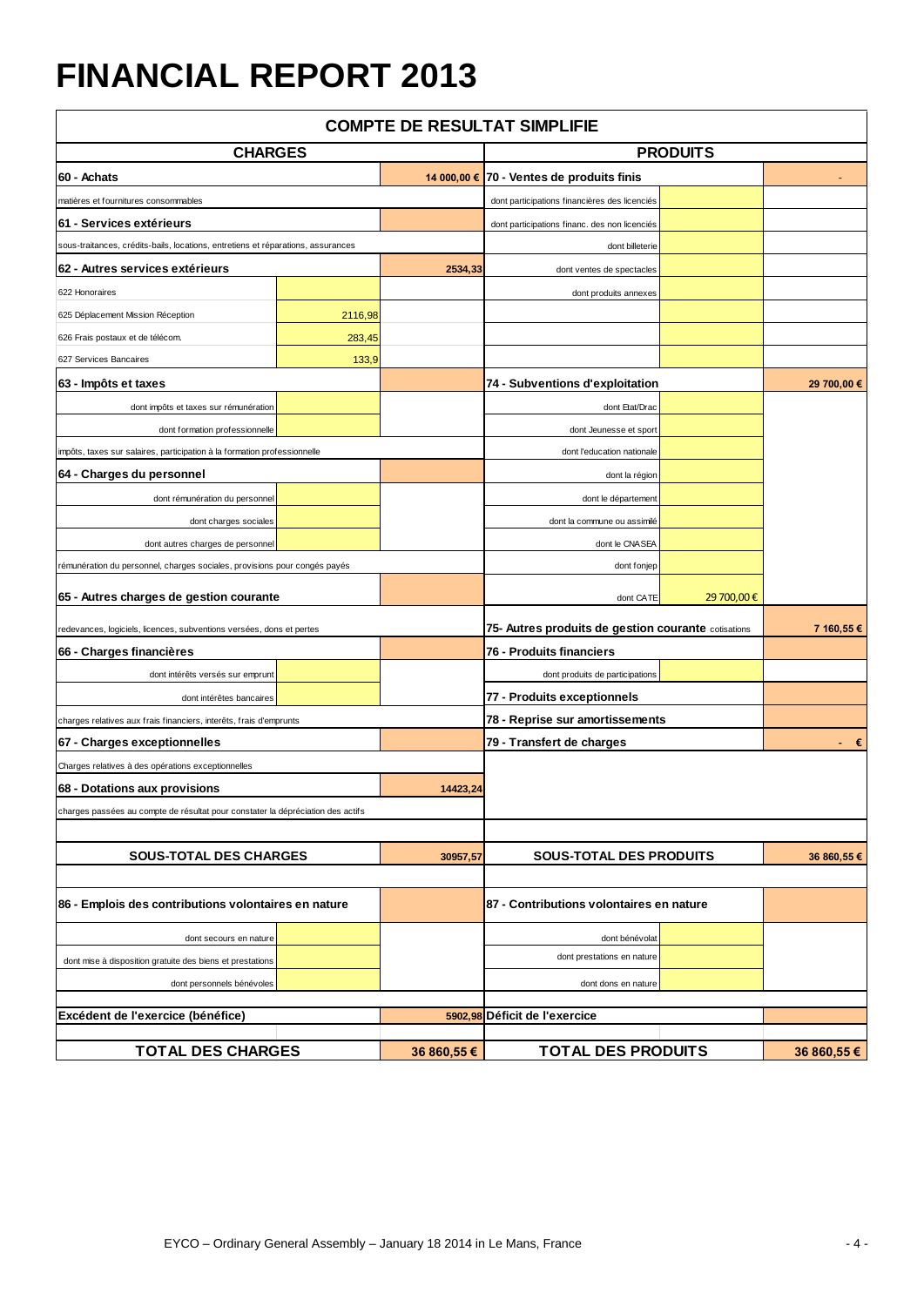# FINANCIAL REPORT 2013

| COMPTE DE RESULTAT SIMPLIFIE | | | | | |
|---|---|---|---|---|---|
| **CHARGES** | | | **PRODUITS** | | |
| **60 - Achats** | | 14 000,00 € | **70 - Ventes de produits finis** | | - |
| matières et fournitures consommables | | | dont participations financières des licenciés | | |
| **61 - Services extérieurs** | | | dont participations financ. des non licenciés | | |
| sous-traitances, crédits-bails, locations, entretiens et réparations, assurances | | | dont billeterie | | |
| **62 - Autres services extérieurs** | | 2534,33 | dont ventes de spectacles | | |
| 622 Honoraires | | | dont produits annexes | | |
| 625 Déplacement Mission Réception | 2116,98 | | | | |
| 626 Frais postaux et de télécom. | 283,45 | | | | |
| 627 Services Bancaires | 133,9 | | | | |
| **63 - Impôts et taxes** | | | **74 - Subventions d'exploitation** | | 29 700,00 € |
| dont impôts et taxes sur rémunération | | | dont Etat/Drac | | |
| dont formation professionnelle | | | dont Jeunesse et sport | | |
| impôts, taxes sur salaires, participation à la formation professionnelle | | | dont l'education nationale | | |
| **64 - Charges du personnel** | | | dont la région | | |
| dont rémunération du personnel | | | dont le département | | |
| dont charges sociales | | | dont la commune ou assimilé | | |
| dont autres charges de personnel | | | dont le CNASEA | | |
| rémunération du personnel, charges sociales, provisions pour congés payés | | | dont fonjep | | |
| **65 - Autres charges de gestion courante** | | | dont CATE | 29 700,00 € | |
| redevances, logiciels, licences, subventions versées, dons et pertes | | | **75- Autres produits de gestion courante** cotisations | | 7 160,55 € |
| **66 - Charges financières** | | | **76 - Produits financiers** | | |
| dont intérêts versés sur emprunt | | | dont produits de participations | | |
| dont intérêtes bancaires | | | **77 - Produits exceptionnels** | | |
| charges relatives aux frais financiers, interêts, frais d'emprunts | | | **78 - Reprise sur amortissements** | | |
| **67 - Charges exceptionnelles** | | | **79 - Transfert de charges** | | - € |
| Charges relatives à des opérations exceptionnelles | | | | | |
| **68 - Dotations aux provisions** | | 14423,24 | | | |
| charges passées au compte de résultat pour constater la dépréciation des actifs | | | | | |
| **SOUS-TOTAL DES CHARGES** | | 30957,57 | **SOUS-TOTAL DES PRODUITS** | | 36 860,55 € |
| **86 - Emplois des contributions volontaires en nature** | | | **87 - Contributions volontaires en nature** | | |
| dont secours en nature | | | dont bénévolat | | |
| dont mise à disposition gratuite des biens et prestations | | | dont prestations en nature | | |
| dont personnels bénévoles | | | dont dons en nature | | |
| **Excédent de l'exercice (bénéfice)** | | 5902,98 | **Déficit de l'exercice** | | |
| **TOTAL DES CHARGES** | | 36 860,55 € | **TOTAL DES PRODUITS** | | 36 860,55 € |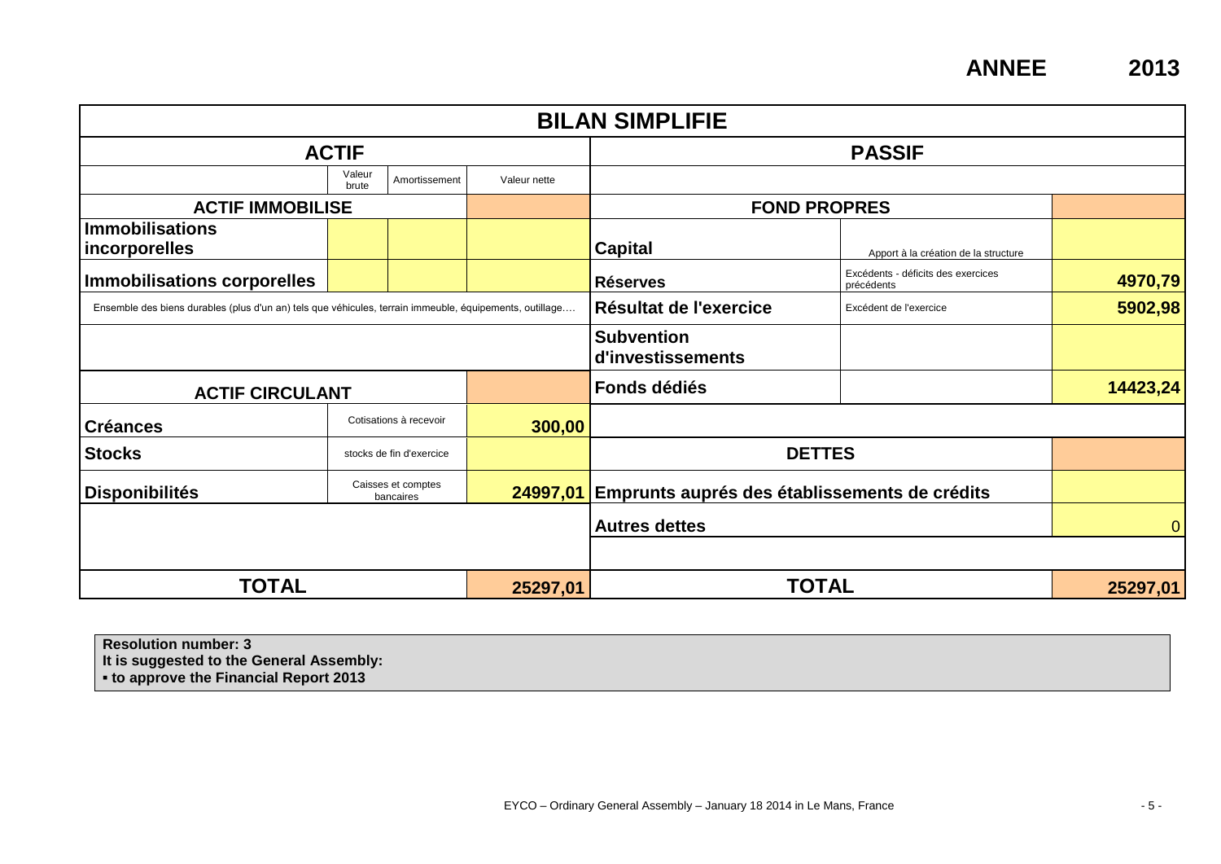**ANNEE 2013**

# BILAN SIMPLIFIE

| ACTIF | | | | PASSIF | | |
|---|---|---|---|---|---|---|
| | Valeur brute | Amortissement | Valeur nette | | | |
| **ACTIF IMMOBILISE** | | | | **FOND PROPRES** | | |
| **Immobilisations incorporelles** | | | | **Capital** | Apport à la création de la structure | |
| **Immobilisations corporelles** | | | | **Réserves** | Excédents - déficits des exercices précédents | **4970,79** |
| Ensemble des biens durables (plus d'un an) tels que véhicules, terrain immeuble, équipements, outillage…. | | | | **Résultat de l'exercice** | Excédent de l'exercice | **5902,98** |
| | | | | **Subvention d'investissements** | | |
| **ACTIF CIRCULANT** | | | | **Fonds dédiés** | | **14423,24** |
| **Créances** | Cotisations à recevoir | | **300,00** | | | |
| **Stocks** | stocks de fin d'exercice | | | **DETTES** | | |
| **Disponibilités** | Caisses et comptes bancaires | | **24997,01** | **Emprunts auprés des établissements de crédits** | | |
| | | | | **Autres dettes** | | 0 |
| **TOTAL** | | | **25297,01** | **TOTAL** | | **25297,01** |

**Resolution number: 3**
**It is suggested to the General Assembly:**
**▪ to approve the Financial Report 2013**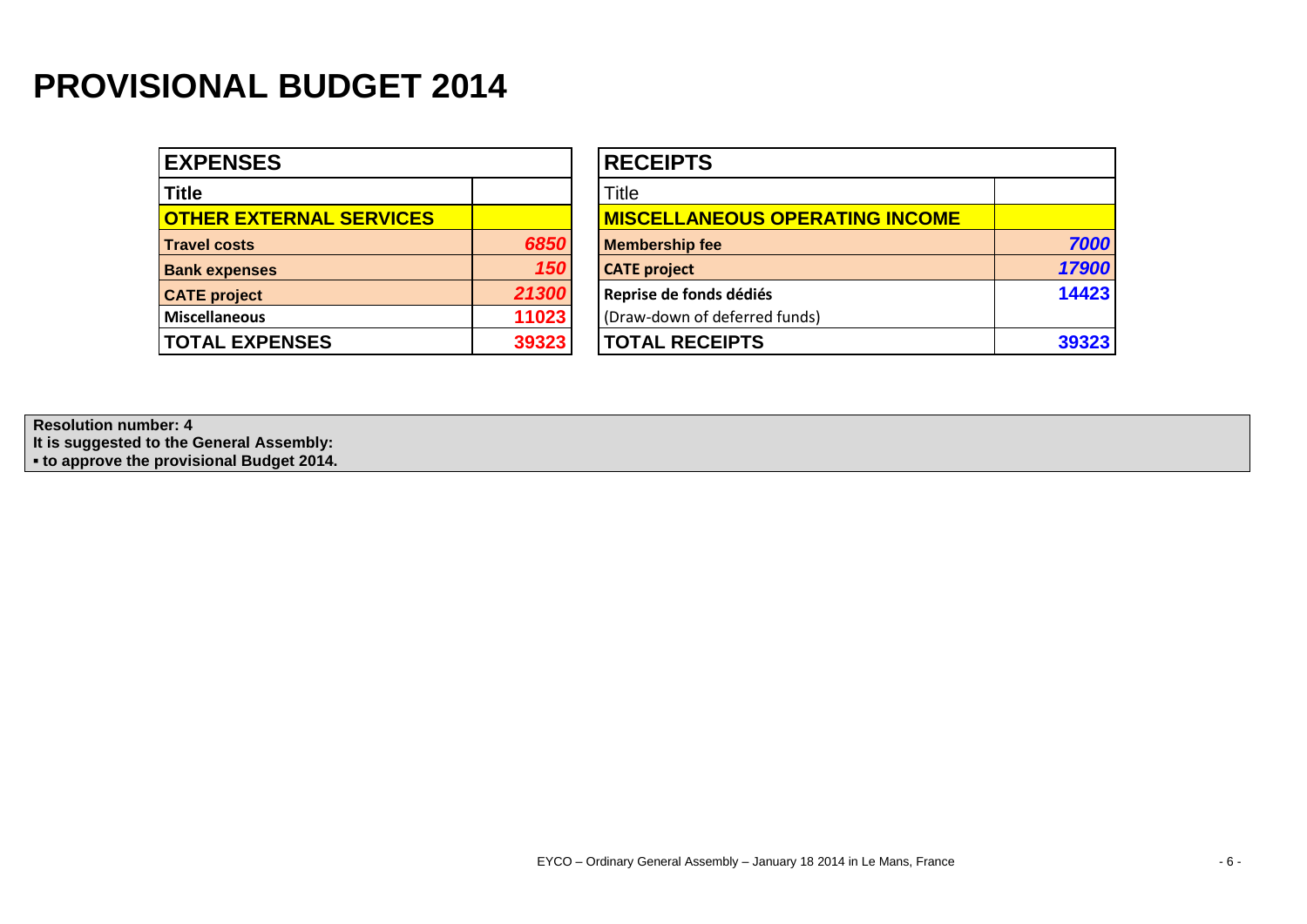# PROVISIONAL BUDGET 2014

| EXPENSES | |
|---|---|
| **Title** | |
| **OTHER EXTERNAL SERVICES** | |
| **Travel costs** | ***6850*** |
| **Bank expenses** | ***150*** |
| **CATE project** | ***21300*** |
| **Miscellaneous** | **11023** |
| **TOTAL EXPENSES** | **39323** |

| RECEIPTS | |
|---|---|
| Title | |
| **MISCELLANEOUS OPERATING INCOME** | |
| **Membership fee** | ***7000*** |
| **CATE project** | ***17900*** |
| **Reprise de fonds dédiés** | **14423** |
| (Draw-down of deferred funds) | |
| **TOTAL RECEIPTS** | **39323** |

**Resolution number: 4**
**It is suggested to the General Assembly:**
**▪ to approve the provisional Budget 2014.**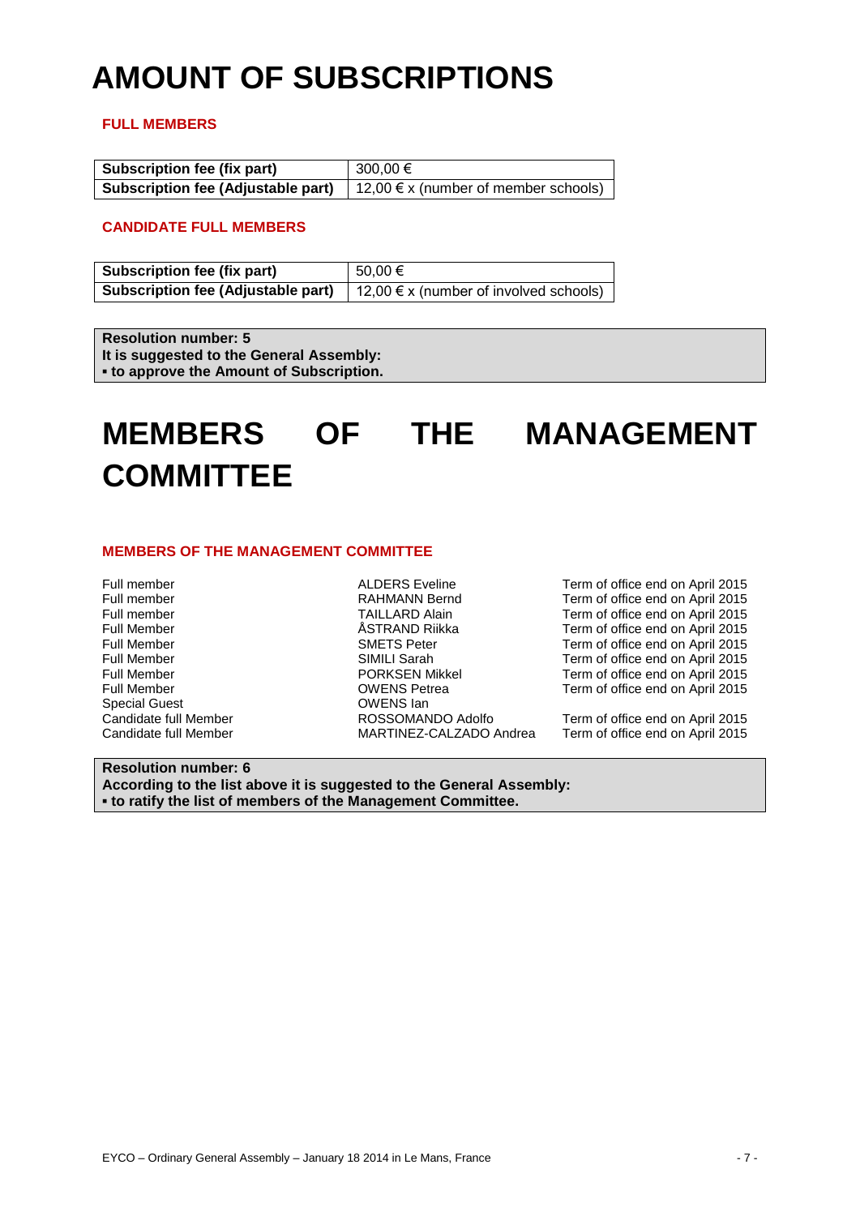# AMOUNT OF SUBSCRIPTIONS

### FULL MEMBERS

| | |
|---|---|
| **Subscription fee (fix part)** | 300,00 € |
| **Subscription fee (Adjustable part)** | 12,00 € x (number of member schools) |

### CANDIDATE FULL MEMBERS

| | |
|---|---|
| **Subscription fee (fix part)** | 50,00 € |
| **Subscription fee (Adjustable part)** | 12,00 € x (number of involved schools) |

**Resolution number: 5**
**It is suggested to the General Assembly:**
**▪ to approve the Amount of Subscription.**

# MEMBERS OF THE MANAGEMENT COMMITTEE

### MEMBERS OF THE MANAGEMENT COMMITTEE

| | | |
|---|---|---|
| Full member | ALDERS Eveline | Term of office end on April 2015 |
| Full member | RAHMANN Bernd | Term of office end on April 2015 |
| Full member | TAILLARD Alain | Term of office end on April 2015 |
| Full Member | ÅSTRAND Riikka | Term of office end on April 2015 |
| Full Member | SMETS Peter | Term of office end on April 2015 |
| Full Member | SIMILI Sarah | Term of office end on April 2015 |
| Full Member | PORKSEN Mikkel | Term of office end on April 2015 |
| Full Member | OWENS Petrea | Term of office end on April 2015 |
| Special Guest | OWENS Ian | |
| Candidate full Member | ROSSOMANDO Adolfo | Term of office end on April 2015 |
| Candidate full Member | MARTINEZ-CALZADO Andrea | Term of office end on April 2015 |

**Resolution number: 6**
**According to the list above it is suggested to the General Assembly:**
**▪ to ratify the list of members of the Management Committee.**